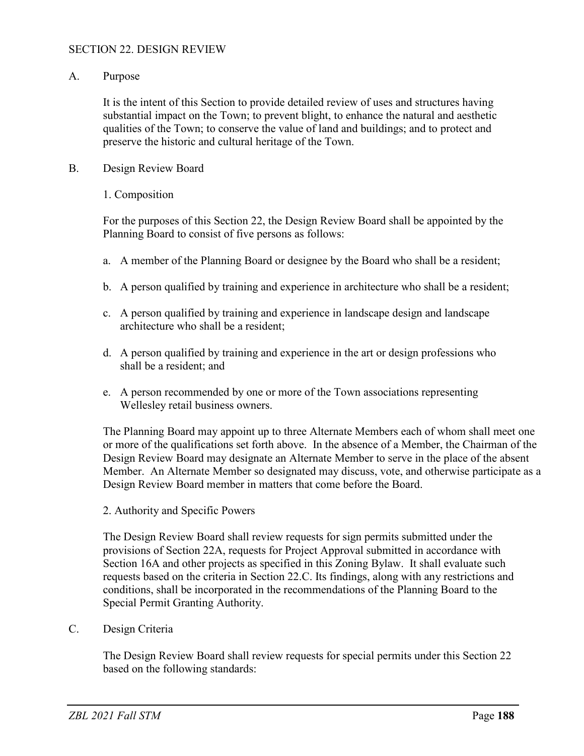# SECTION 22. DESIGN REVIEW

## A. Purpose

It is the intent of this Section to provide detailed review of uses and structures having substantial impact on the Town; to prevent blight, to enhance the natural and aesthetic qualities of the Town; to conserve the value of land and buildings; and to protect and preserve the historic and cultural heritage of the Town.

## B. Design Review Board

### 1. Composition

For the purposes of this Section 22, the Design Review Board shall be appointed by the Planning Board to consist of five persons as follows:

a. A member of the Planning Board or designee by the Board who shall be a resident;

b. A person qualified by training and experience in architecture who shall be a resident;

c. A person qualified by training and experience in landscape design and landscape architecture who shall be a resident;

d. A person qualified by training and experience in the art or design professions who shall be a resident; and

e. A person recommended by one or more of the Town associations representing Wellesley retail business owners.

The Planning Board may appoint up to three Alternate Members each of whom shall meet one or more of the qualifications set forth above. In the absence of a Member, the Chairman of the Design Review Board may designate an Alternate Member to serve in the place of the absent Member. An Alternate Member so designated may discuss, vote, and otherwise participate as a Design Review Board member in matters that come before the Board.

### 2. Authority and Specific Powers

The Design Review Board shall review requests for sign permits submitted under the provisions of Section 22A, requests for Project Approval submitted in accordance with Section 16A and other projects as specified in this Zoning Bylaw. It shall evaluate such requests based on the criteria in Section 22.C. Its findings, along with any restrictions and conditions, shall be incorporated in the recommendations of the Planning Board to the Special Permit Granting Authority.

## C. Design Criteria

The Design Review Board shall review requests for special permits under this Section 22 based on the following standards: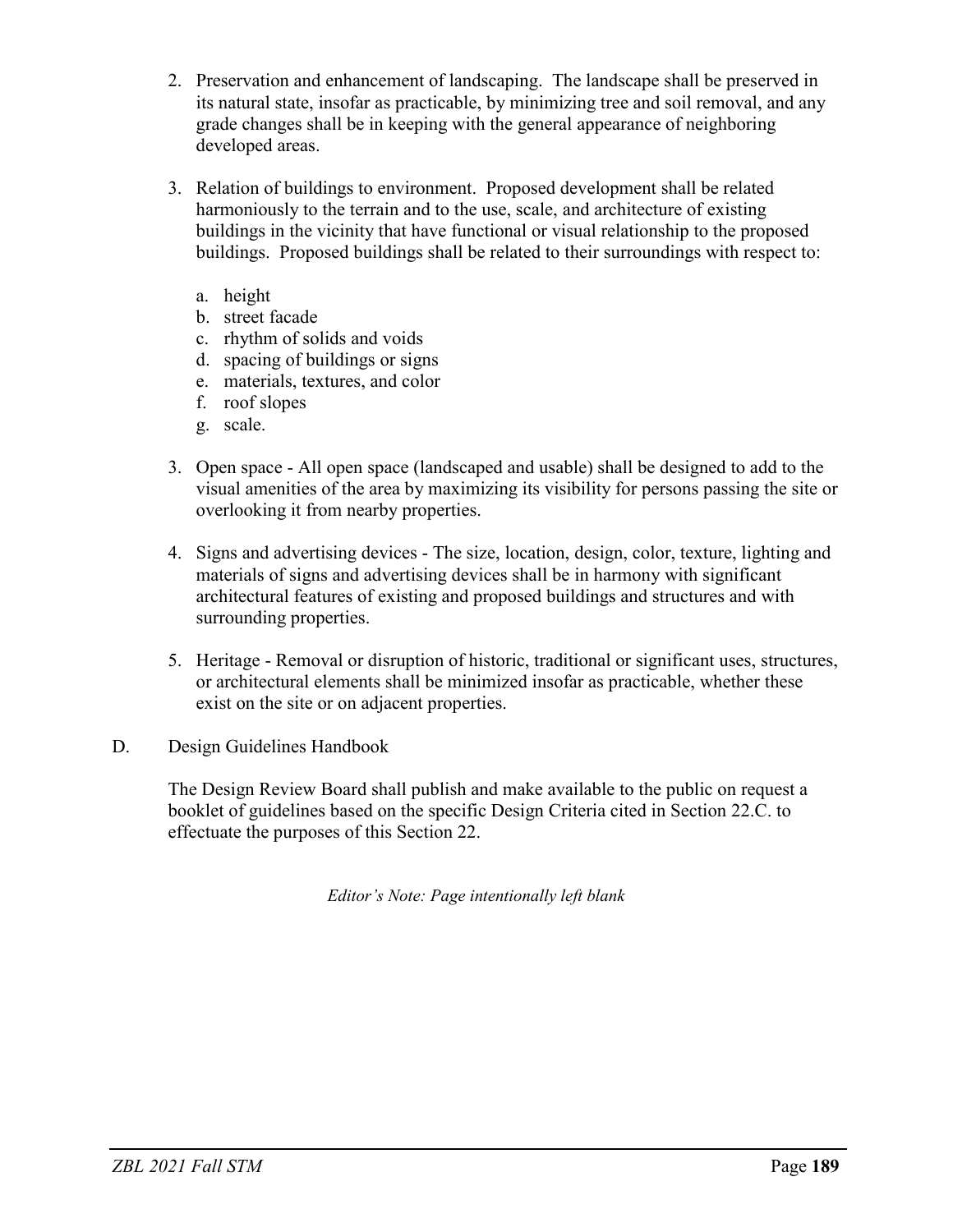2. Preservation and enhancement of landscaping. The landscape shall be preserved in its natural state, insofar as practicable, by minimizing tree and soil removal, and any grade changes shall be in keeping with the general appearance of neighboring developed areas.

3. Relation of buildings to environment. Proposed development shall be related harmoniously to the terrain and to the use, scale, and architecture of existing buildings in the vicinity that have functional or visual relationship to the proposed buildings. Proposed buildings shall be related to their surroundings with respect to:

   a. height
   b. street facade
   c. rhythm of solids and voids
   d. spacing of buildings or signs
   e. materials, textures, and color
   f. roof slopes
   g. scale.

3. Open space - All open space (landscaped and usable) shall be designed to add to the visual amenities of the area by maximizing its visibility for persons passing the site or overlooking it from nearby properties.

4. Signs and advertising devices - The size, location, design, color, texture, lighting and materials of signs and advertising devices shall be in harmony with significant architectural features of existing and proposed buildings and structures and with surrounding properties.

5. Heritage - Removal or disruption of historic, traditional or significant uses, structures, or architectural elements shall be minimized insofar as practicable, whether these exist on the site or on adjacent properties.

D. Design Guidelines Handbook

The Design Review Board shall publish and make available to the public on request a booklet of guidelines based on the specific Design Criteria cited in Section 22.C. to effectuate the purposes of this Section 22.

*Editor's Note: Page intentionally left blank*